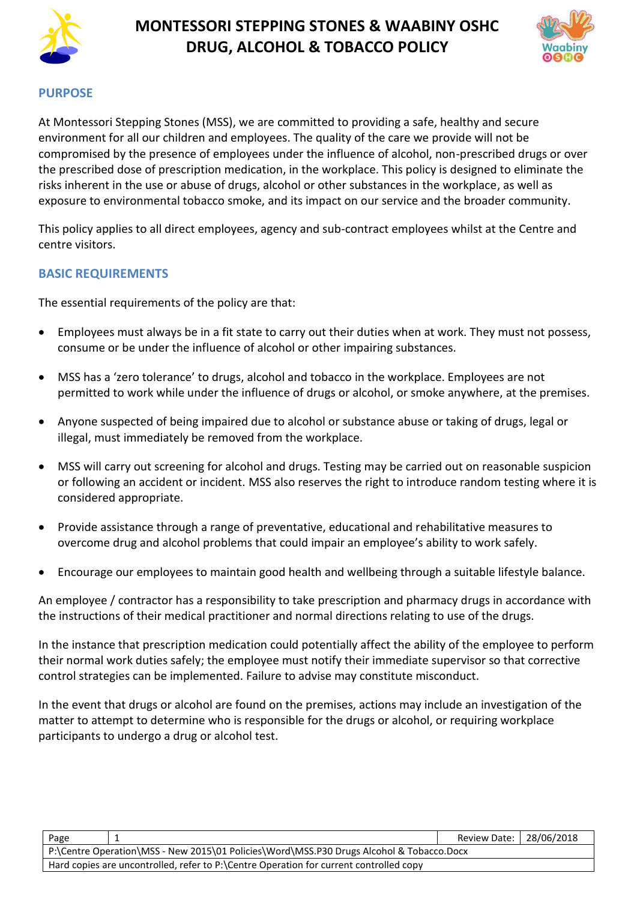# MONTESSORI STEPPING STONES & WAABINY OSHC DRUG, ALCOHOL & TOBACCO POLICY

## PURPOSE

At Montessori Stepping Stones (MSS), we are committed to providing a safe, healthy and secure environment for all our children and employees. The quality of the care we provide will not be compromised by the presence of employees under the influence of alcohol, non-prescribed drugs or over the prescribed dose of prescription medication, in the workplace. This policy is designed to eliminate the risks inherent in the use or abuse of drugs, alcohol or other substances in the workplace, as well as exposure to environmental tobacco smoke, and its impact on our service and the broader community.

This policy applies to all direct employees, agency and sub-contract employees whilst at the Centre and centre visitors.

## BASIC REQUIREMENTS

The essential requirements of the policy are that:

- Employees must always be in a fit state to carry out their duties when at work. They must not possess, consume or be under the influence of alcohol or other impairing substances.
- MSS has a 'zero tolerance' to drugs, alcohol and tobacco in the workplace. Employees are not permitted to work while under the influence of drugs or alcohol, or smoke anywhere, at the premises.
- Anyone suspected of being impaired due to alcohol or substance abuse or taking of drugs, legal or illegal, must immediately be removed from the workplace.
- MSS will carry out screening for alcohol and drugs. Testing may be carried out on reasonable suspicion or following an accident or incident. MSS also reserves the right to introduce random testing where it is considered appropriate.
- Provide assistance through a range of preventative, educational and rehabilitative measures to overcome drug and alcohol problems that could impair an employee's ability to work safely.
- Encourage our employees to maintain good health and wellbeing through a suitable lifestyle balance.

An employee / contractor has a responsibility to take prescription and pharmacy drugs in accordance with the instructions of their medical practitioner and normal directions relating to use of the drugs.

In the instance that prescription medication could potentially affect the ability of the employee to perform their normal work duties safely; the employee must notify their immediate supervisor so that corrective control strategies can be implemented. Failure to advise may constitute misconduct.

In the event that drugs or alcohol are found on the premises, actions may include an investigation of the matter to attempt to determine who is responsible for the drugs or alcohol, or requiring workplace participants to undergo a drug or alcohol test.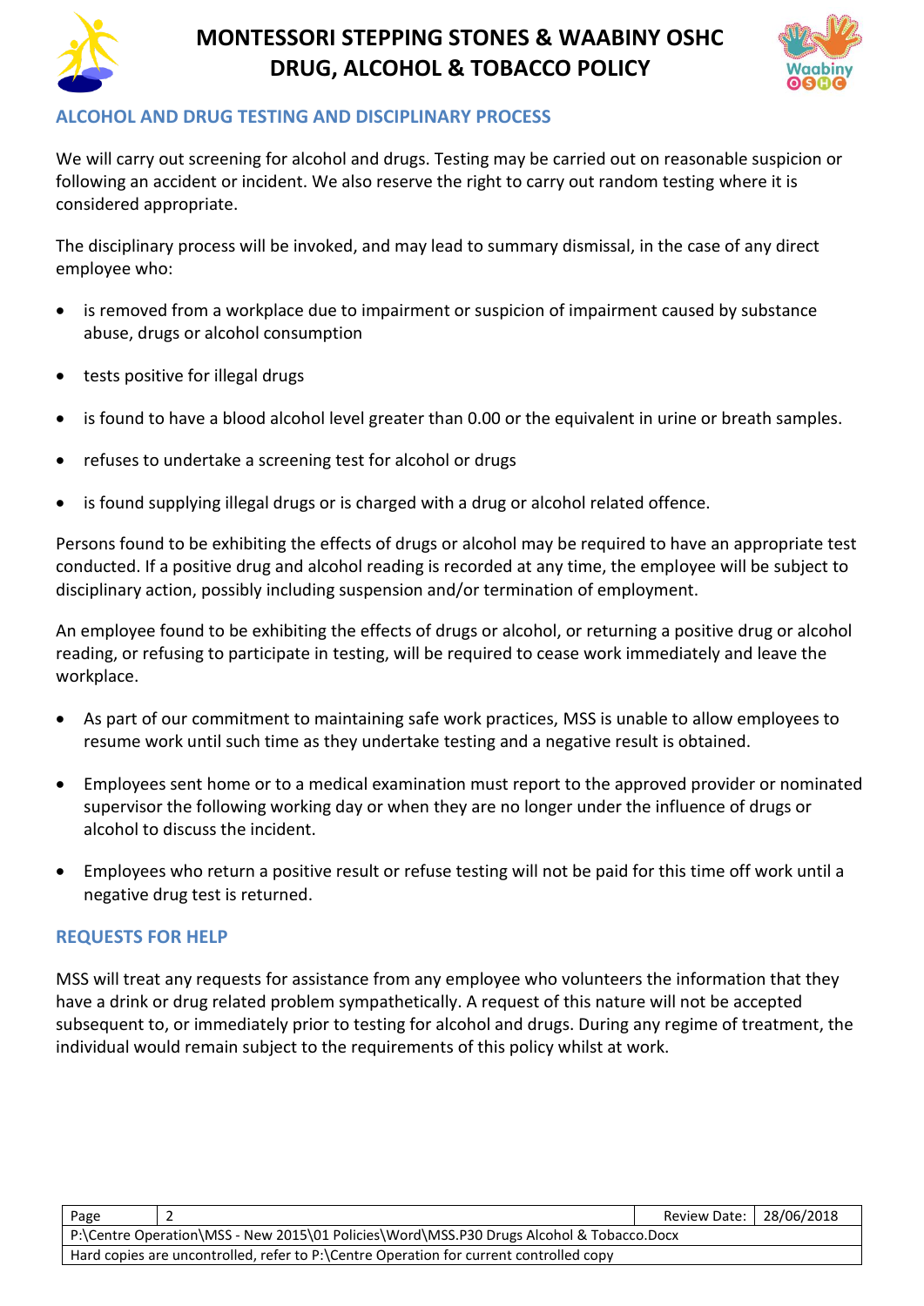## ALCOHOL AND DRUG TESTING AND DISCIPLINARY PROCESS

We will carry out screening for alcohol and drugs. Testing may be carried out on reasonable suspicion or following an accident or incident. We also reserve the right to carry out random testing where it is considered appropriate.

The disciplinary process will be invoked, and may lead to summary dismissal, in the case of any direct employee who:

- is removed from a workplace due to impairment or suspicion of impairment caused by substance abuse, drugs or alcohol consumption
- tests positive for illegal drugs
- is found to have a blood alcohol level greater than 0.00 or the equivalent in urine or breath samples.
- refuses to undertake a screening test for alcohol or drugs
- is found supplying illegal drugs or is charged with a drug or alcohol related offence.

Persons found to be exhibiting the effects of drugs or alcohol may be required to have an appropriate test conducted. If a positive drug and alcohol reading is recorded at any time, the employee will be subject to disciplinary action, possibly including suspension and/or termination of employment.

An employee found to be exhibiting the effects of drugs or alcohol, or returning a positive drug or alcohol reading, or refusing to participate in testing, will be required to cease work immediately and leave the workplace.

- As part of our commitment to maintaining safe work practices, MSS is unable to allow employees to resume work until such time as they undertake testing and a negative result is obtained.
- Employees sent home or to a medical examination must report to the approved provider or nominated supervisor the following working day or when they are no longer under the influence of drugs or alcohol to discuss the incident.
- Employees who return a positive result or refuse testing will not be paid for this time off work until a negative drug test is returned.

## REQUESTS FOR HELP

MSS will treat any requests for assistance from any employee who volunteers the information that they have a drink or drug related problem sympathetically. A request of this nature will not be accepted subsequent to, or immediately prior to testing for alcohol and drugs. During any regime of treatment, the individual would remain subject to the requirements of this policy whilst at work.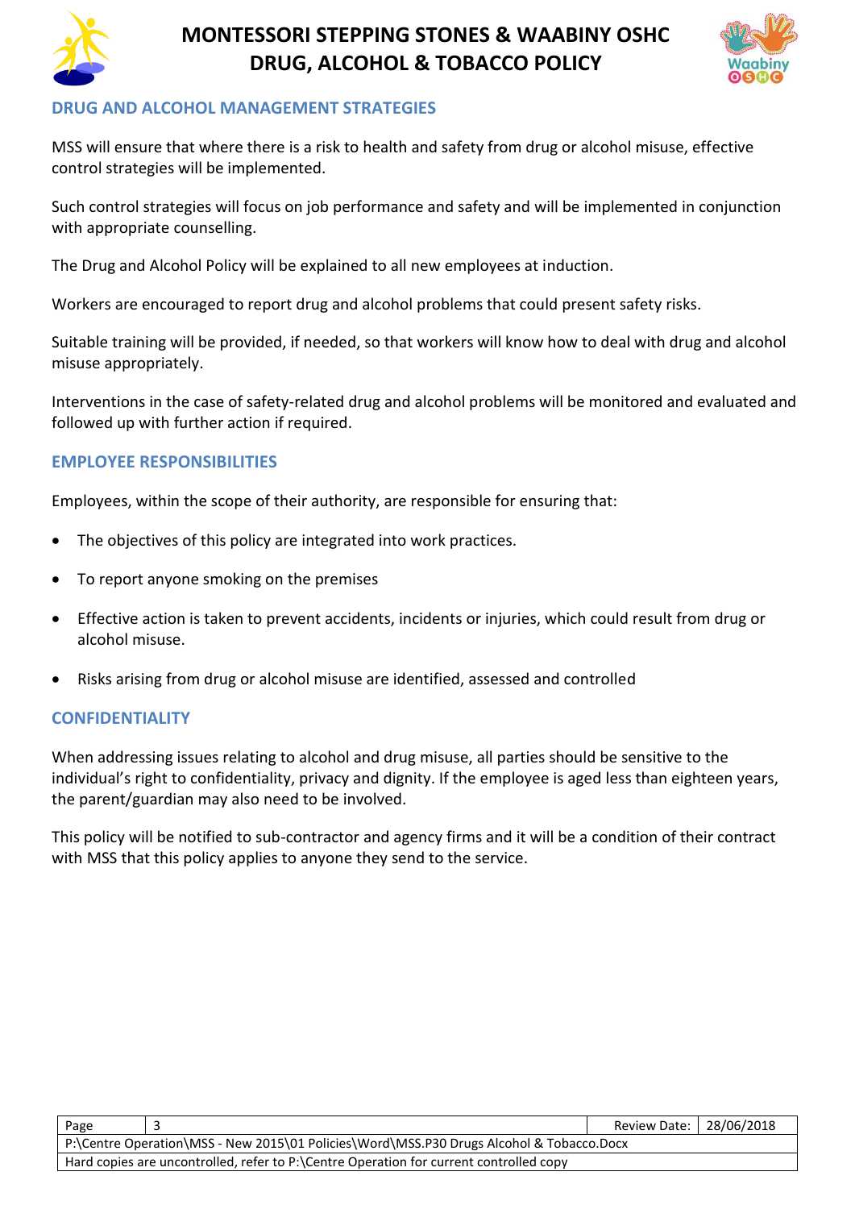## DRUG AND ALCOHOL MANAGEMENT STRATEGIES

MSS will ensure that where there is a risk to health and safety from drug or alcohol misuse, effective control strategies will be implemented.

Such control strategies will focus on job performance and safety and will be implemented in conjunction with appropriate counselling.

The Drug and Alcohol Policy will be explained to all new employees at induction.

Workers are encouraged to report drug and alcohol problems that could present safety risks.

Suitable training will be provided, if needed, so that workers will know how to deal with drug and alcohol misuse appropriately.

Interventions in the case of safety-related drug and alcohol problems will be monitored and evaluated and followed up with further action if required.

## EMPLOYEE RESPONSIBILITIES

Employees, within the scope of their authority, are responsible for ensuring that:

- The objectives of this policy are integrated into work practices.
- To report anyone smoking on the premises
- Effective action is taken to prevent accidents, incidents or injuries, which could result from drug or alcohol misuse.
- Risks arising from drug or alcohol misuse are identified, assessed and controlled

## CONFIDENTIALITY

When addressing issues relating to alcohol and drug misuse, all parties should be sensitive to the individual's right to confidentiality, privacy and dignity. If the employee is aged less than eighteen years, the parent/guardian may also need to be involved.

This policy will be notified to sub-contractor and agency firms and it will be a condition of their contract with MSS that this policy applies to anyone they send to the service.